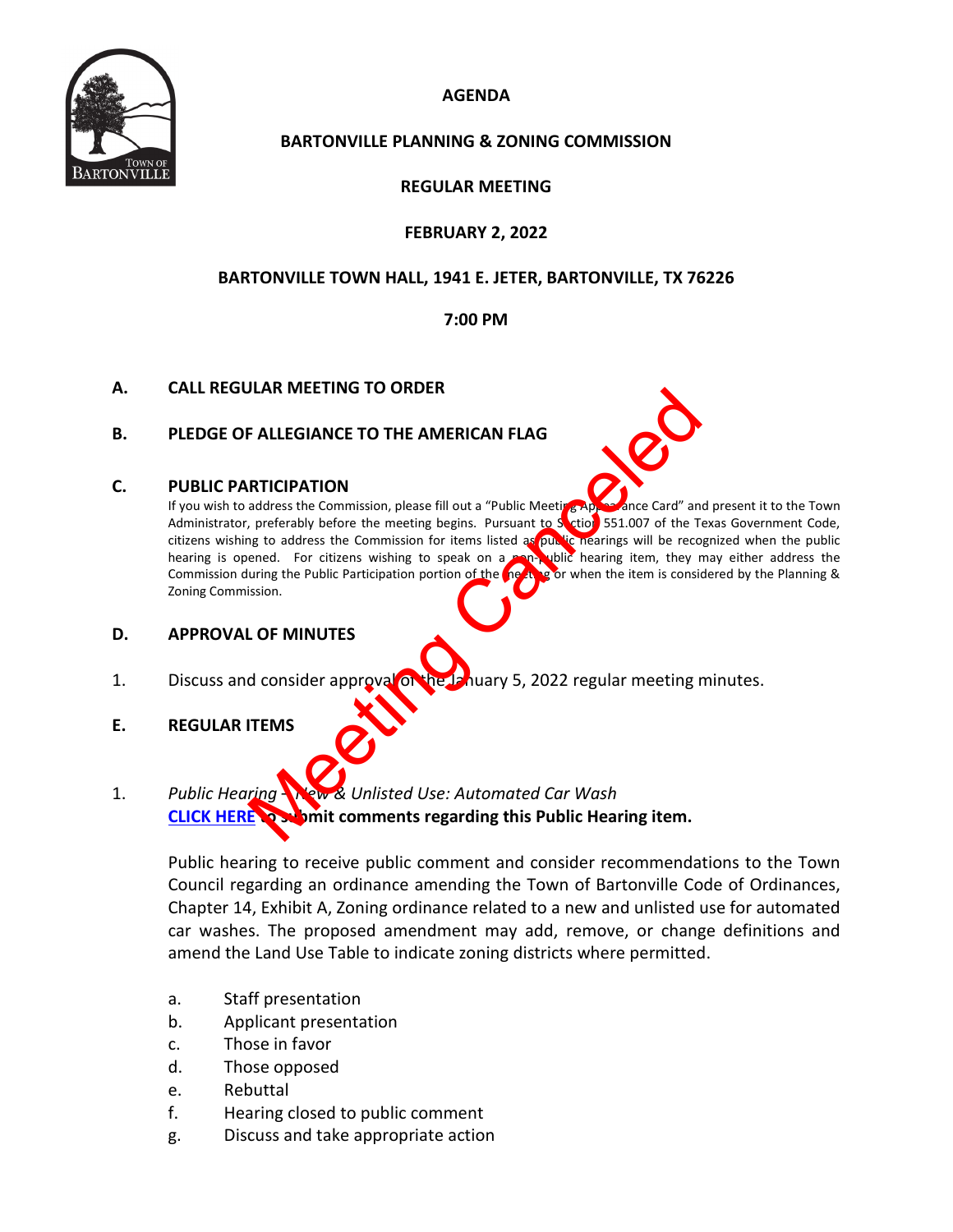# AGENDA

## BARTONVILLE PLANNING & ZONING COMMISSION

## REGULAR MEETING

## FEBRUARY 2, 2022

## BARTONVILLE TOWN HALL, 1941 E. JETER, BARTONVILLE, TX 76226

## 7:00 PM

Meeting Canceled

**A. CALL REGULAR MEETING TO ORDER**

**B. PLEDGE OF ALLEGIANCE TO THE AMERICAN FLAG**

**C. PUBLIC PARTICIPATION**

If you wish to address the Commission, please fill out a "Public Meeting Appearance Card" and present it to the Town Administrator, preferably before the meeting begins. Pursuant to Section 551.007 of the Texas Government Code, citizens wishing to address the Commission for items listed as public hearings will be recognized when the public hearing is opened. For citizens wishing to speak on a non-public hearing item, they may either address the Commission during the Public Participation portion of the meeting or when the item is considered by the Planning & Zoning Commission.

**D. APPROVAL OF MINUTES**

1. Discuss and consider approval of the January 5, 2022 regular meeting minutes.

**E. REGULAR ITEMS**

1. *Public Hearing – New & Unlisted Use: Automated Car Wash*
   **CLICK HERE to submit comments regarding this Public Hearing item.**

   Public hearing to receive public comment and consider recommendations to the Town Council regarding an ordinance amending the Town of Bartonville Code of Ordinances, Chapter 14, Exhibit A, Zoning ordinance related to a new and unlisted use for automated car washes. The proposed amendment may add, remove, or change definitions and amend the Land Use Table to indicate zoning districts where permitted.

   a. Staff presentation
   b. Applicant presentation
   c. Those in favor
   d. Those opposed
   e. Rebuttal
   f. Hearing closed to public comment
   g. Discuss and take appropriate action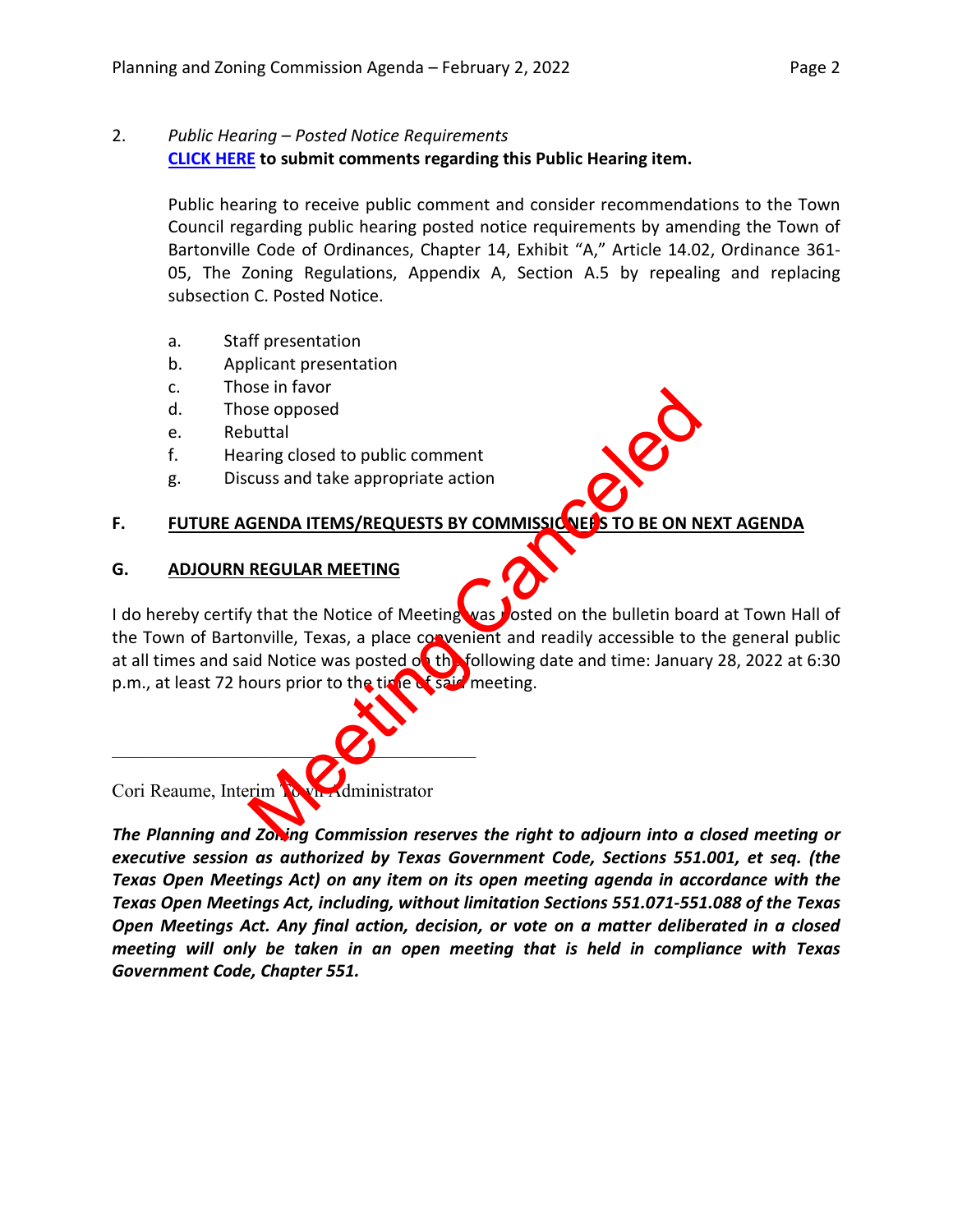2. *Public Hearing – Posted Notice Requirements*
**CLICK HERE to submit comments regarding this Public Hearing item.**

Public hearing to receive public comment and consider recommendations to the Town Council regarding public hearing posted notice requirements by amending the Town of Bartonville Code of Ordinances, Chapter 14, Exhibit "A," Article 14.02, Ordinance 361-05, The Zoning Regulations, Appendix A, Section A.5 by repealing and replacing subsection C. Posted Notice.

a. Staff presentation
b. Applicant presentation
c. Those in favor
d. Those opposed
e. Rebuttal
f. Hearing closed to public comment
g. Discuss and take appropriate action

**F. FUTURE AGENDA ITEMS/REQUESTS BY COMMISSIONERS TO BE ON NEXT AGENDA**

**G. ADJOURN REGULAR MEETING**

Meeting Canceled

I do hereby certify that the Notice of Meeting was posted on the bulletin board at Town Hall of the Town of Bartonville, Texas, a place convenient and readily accessible to the general public at all times and said Notice was posted on the following date and time: January 28, 2022 at 6:30 p.m., at least 72 hours prior to the time of said meeting.

\_\_\_\_\_\_\_\_\_\_\_\_\_\_\_\_\_\_\_\_\_\_\_\_\_\_\_\_\_\_\_\_\_\_\_\_

Cori Reaume, Interim Town Administrator

***The Planning and Zoning Commission reserves the right to adjourn into a closed meeting or executive session as authorized by Texas Government Code, Sections 551.001, et seq. (the Texas Open Meetings Act) on any item on its open meeting agenda in accordance with the Texas Open Meetings Act, including, without limitation Sections 551.071-551.088 of the Texas Open Meetings Act. Any final action, decision, or vote on a matter deliberated in a closed meeting will only be taken in an open meeting that is held in compliance with Texas Government Code, Chapter 551.***